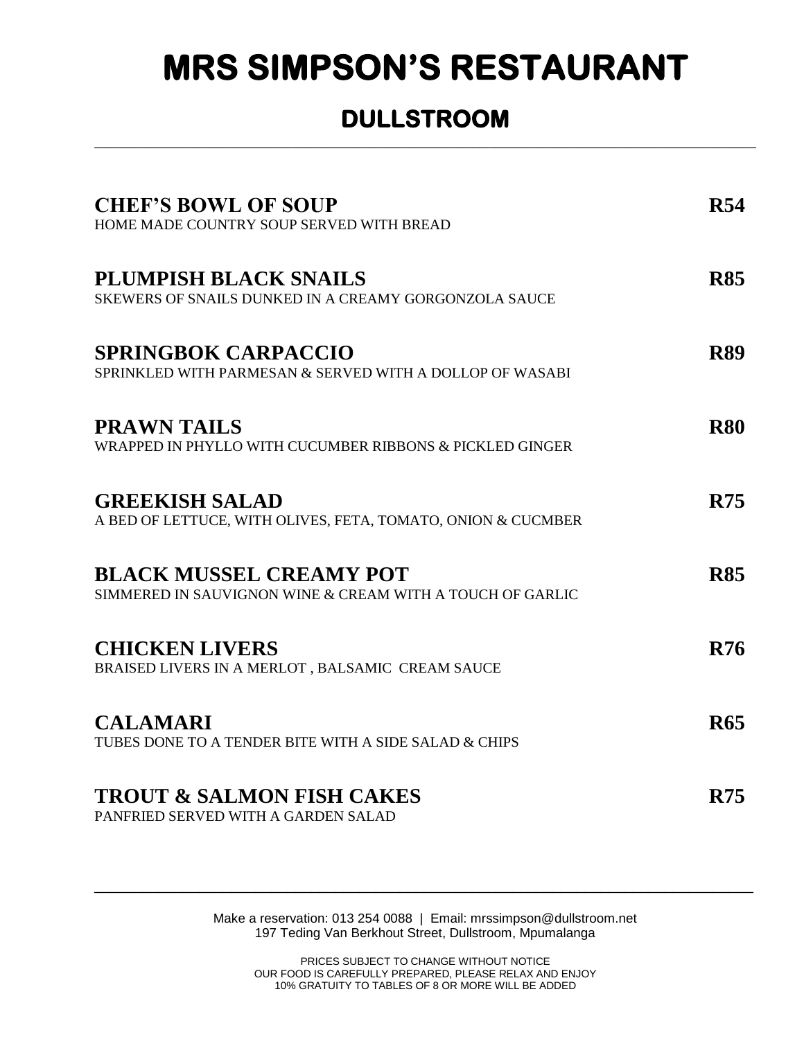# MRS SIMPSON'S RESTAURANT

## DULLSTROOM

---

**CHEF'S BOWL OF SOUP** **R54**
HOME MADE COUNTRY SOUP SERVED WITH BREAD

**PLUMPISH BLACK SNAILS** **R85**
SKEWERS OF SNAILS DUNKED IN A CREAMY GORGONZOLA SAUCE

**SPRINGBOK CARPACCIO** **R89**
SPRINKLED WITH PARMESAN & SERVED WITH A DOLLOP OF WASABI

**PRAWN TAILS** **R80**
WRAPPED IN PHYLLO WITH CUCUMBER RIBBONS & PICKLED GINGER

**GREEKISH SALAD** **R75**
A BED OF LETTUCE, WITH OLIVES, FETA, TOMATO, ONION & CUCMBER

**BLACK MUSSEL CREAMY POT** **R85**
SIMMERED IN SAUVIGNON WINE & CREAM WITH A TOUCH OF GARLIC

**CHICKEN LIVERS** **R76**
BRAISED LIVERS IN A MERLOT , BALSAMIC CREAM SAUCE

**CALAMARI** **R65**
TUBES DONE TO A TENDER BITE WITH A SIDE SALAD & CHIPS

**TROUT & SALMON FISH CAKES** **R75**
PANFRIED SERVED WITH A GARDEN SALAD

---

Make a reservation: 013 254 0088 | Email: mrssimpson@dullstroom.net
197 Teding Van Berkhout Street, Dullstroom, Mpumalanga

PRICES SUBJECT TO CHANGE WITHOUT NOTICE
OUR FOOD IS CAREFULLY PREPARED, PLEASE RELAX AND ENJOY
10% GRATUITY TO TABLES OF 8 OR MORE WILL BE ADDED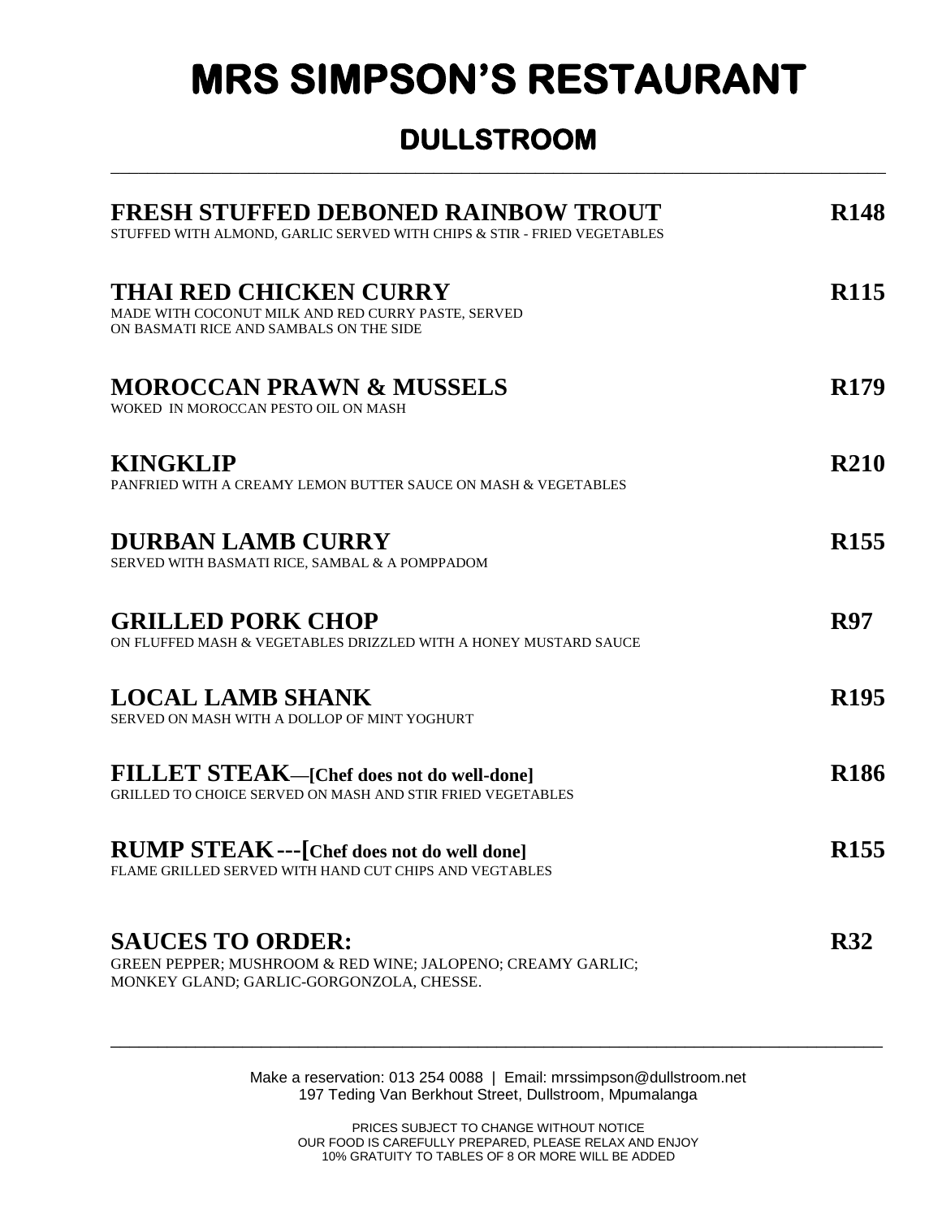# MRS SIMPSON'S RESTAURANT

## DULLSTROOM

**FRESH STUFFED DEBONED RAINBOW TROUT** — **R148**
STUFFED WITH ALMOND, GARLIC SERVED WITH CHIPS & STIR - FRIED VEGETABLES

**THAI RED CHICKEN CURRY** — **R115**
MADE WITH COCONUT MILK AND RED CURRY PASTE, SERVED
ON BASMATI RICE AND SAMBALS ON THE SIDE

**MOROCCAN PRAWN & MUSSELS** — **R179**
WOKED IN MOROCCAN PESTO OIL ON MASH

**KINGKLIP** — **R210**
PANFRIED WITH A CREAMY LEMON BUTTER SAUCE ON MASH & VEGETABLES

**DURBAN LAMB CURRY** — **R155**
SERVED WITH BASMATI RICE, SAMBAL & A POMPPADOM

**GRILLED PORK CHOP** — **R97**
ON FLUFFED MASH & VEGETABLES DRIZZLED WITH A HONEY MUSTARD SAUCE

**LOCAL LAMB SHANK** — **R195**
SERVED ON MASH WITH A DOLLOP OF MINT YOGHURT

**FILLET STEAK—[Chef does not do well-done]** — **R186**
GRILLED TO CHOICE SERVED ON MASH AND STIR FRIED VEGETABLES

**RUMP STEAK---[Chef does not do well done]** — **R155**
FLAME GRILLED SERVED WITH HAND CUT CHIPS AND VEGTABLES

**SAUCES TO ORDER:** — **R32**
GREEN PEPPER; MUSHROOM & RED WINE; JALOPENO; CREAMY GARLIC;
MONKEY GLAND; GARLIC-GORGONZOLA, CHESSE.

---

Make a reservation: 013 254 0088 | Email: mrssimpson@dullstroom.net
197 Teding Van Berkhout Street, Dullstroom, Mpumalanga

PRICES SUBJECT TO CHANGE WITHOUT NOTICE
OUR FOOD IS CAREFULLY PREPARED, PLEASE RELAX AND ENJOY
10% GRATUITY TO TABLES OF 8 OR MORE WILL BE ADDED